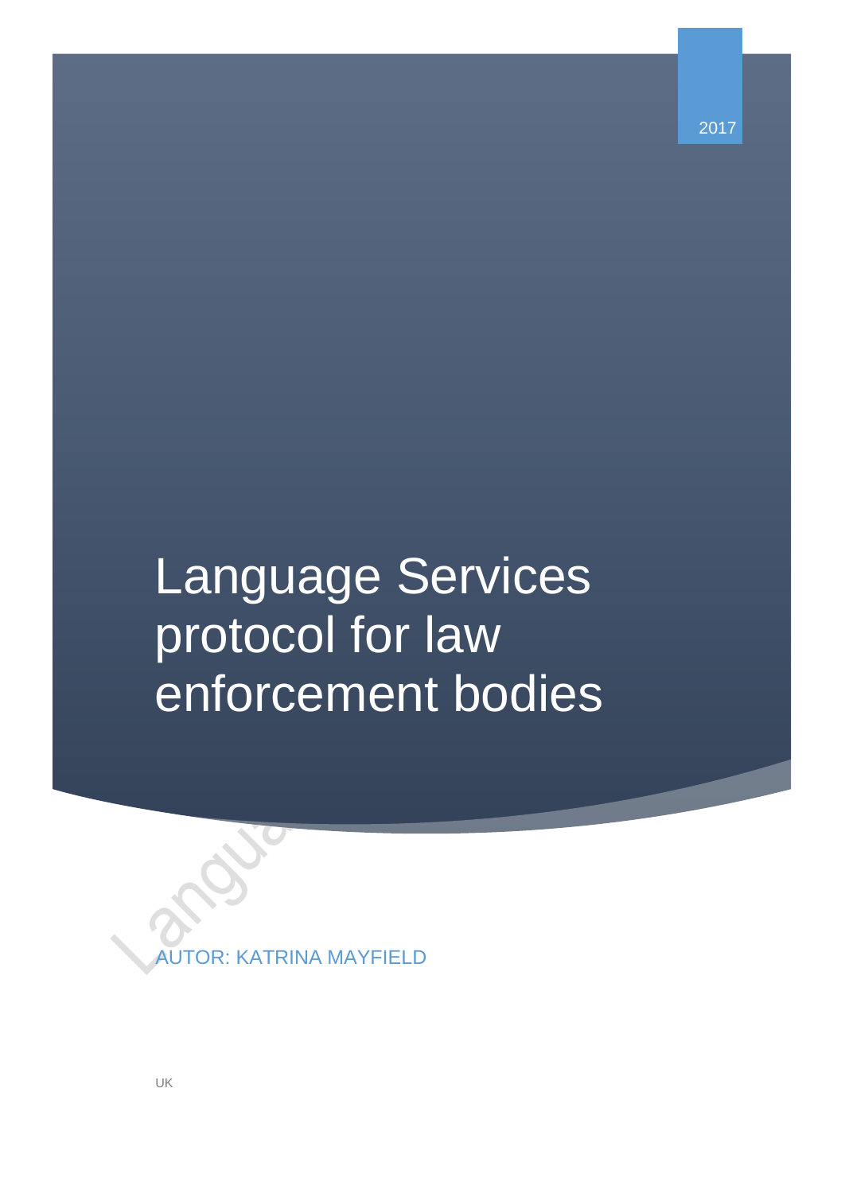2017

# Language Services protocol for law enforcement bodies

AUTOR: KATRINA MAYFIELD

UK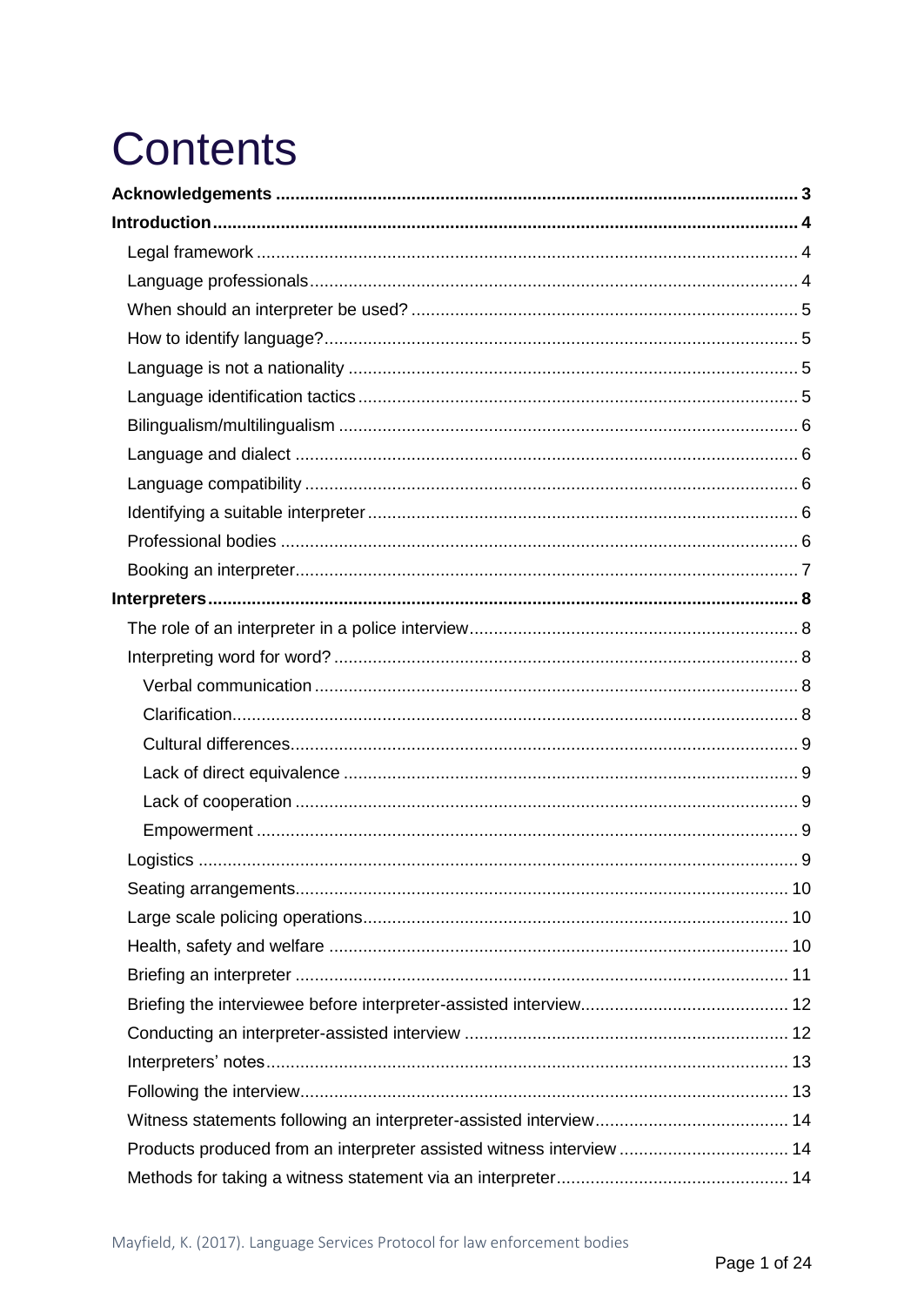# Contents

**Acknowledgements ........................................................................................................ 3**

**Introduction ................................................................................................................... 4**

Legal framework ............................................................................................................ 4

Language professionals ................................................................................................. 4

When should an interpreter be used? ............................................................................ 5

How to identify language? .............................................................................................. 5

Language is not a nationality ......................................................................................... 5

Language identification tactics ....................................................................................... 5

Bilingualism/multilingualism ........................................................................................... 6

Language and dialect ..................................................................................................... 6

Language compatibility ................................................................................................... 6

Identifying a suitable interpreter ..................................................................................... 6

Professional bodies ........................................................................................................ 6

Booking an interpreter .................................................................................................... 7

**Interpreters .................................................................................................................... 8**

The role of an interpreter in a police interview ................................................................ 8

Interpreting word for word? ............................................................................................ 8

Verbal communication ................................................................................................ 8

Clarification ................................................................................................................. 8

Cultural differences ..................................................................................................... 9

Lack of direct equivalence .......................................................................................... 9

Lack of cooperation ..................................................................................................... 9

Empowerment ............................................................................................................ 9

Logistics ........................................................................................................................ 9

Seating arrangements .................................................................................................... 10

Large scale policing operations ...................................................................................... 10

Health, safety and welfare ............................................................................................. 10

Briefing an interpreter .................................................................................................... 11

Briefing the interviewee before interpreter-assisted interview .......................................... 12

Conducting an interpreter-assisted interview ................................................................. 12

Interpreters' notes .......................................................................................................... 13

Following the interview ................................................................................................... 13

Witness statements following an interpreter-assisted interview ....................................... 14

Products produced from an interpreter assisted witness interview .................................. 14

Methods for taking a witness statement via an interpreter ............................................... 14

Mayfield, K. (2017). Language Services Protocol for law enforcement bodies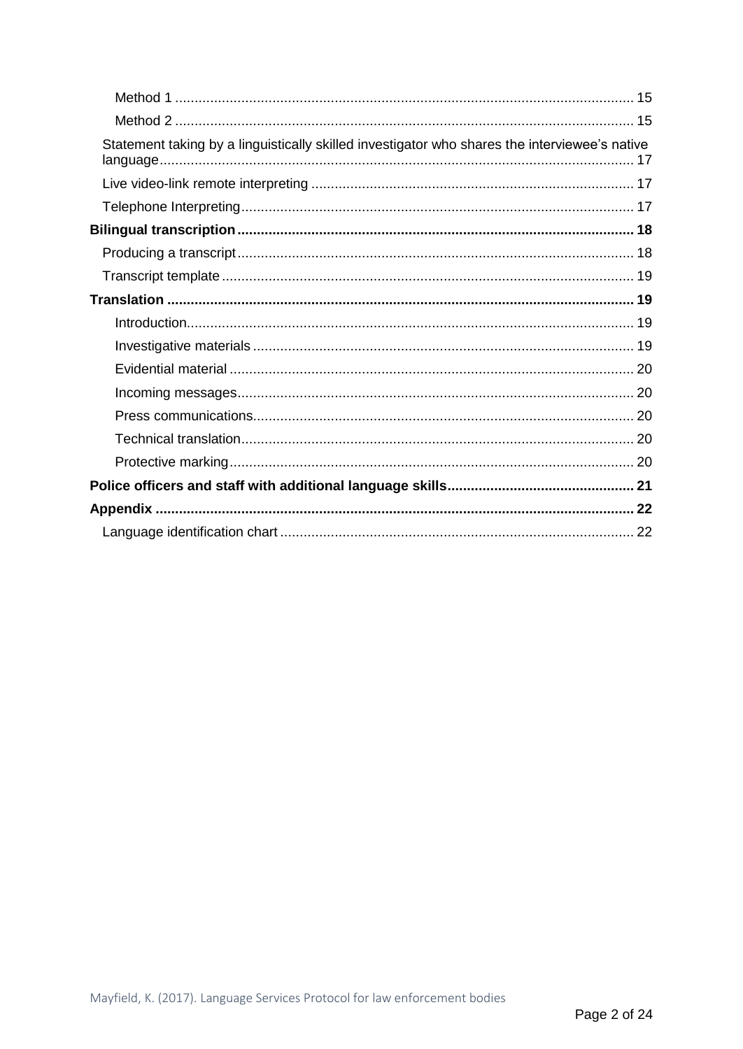- Method 1 ..... 15
- Method 2 ..... 15
- Statement taking by a linguistically skilled investigator who shares the interviewee's native language ..... 17
- Live video-link remote interpreting ..... 17
- Telephone Interpreting ..... 17

**Bilingual transcription ..... 18**

- Producing a transcript ..... 18
- Transcript template ..... 19

**Translation ..... 19**

- Introduction ..... 19
- Investigative materials ..... 19
- Evidential material ..... 20
- Incoming messages ..... 20
- Press communications ..... 20
- Technical translation ..... 20
- Protective marking ..... 20

**Police officers and staff with additional language skills ..... 21**

**Appendix ..... 22**

- Language identification chart ..... 22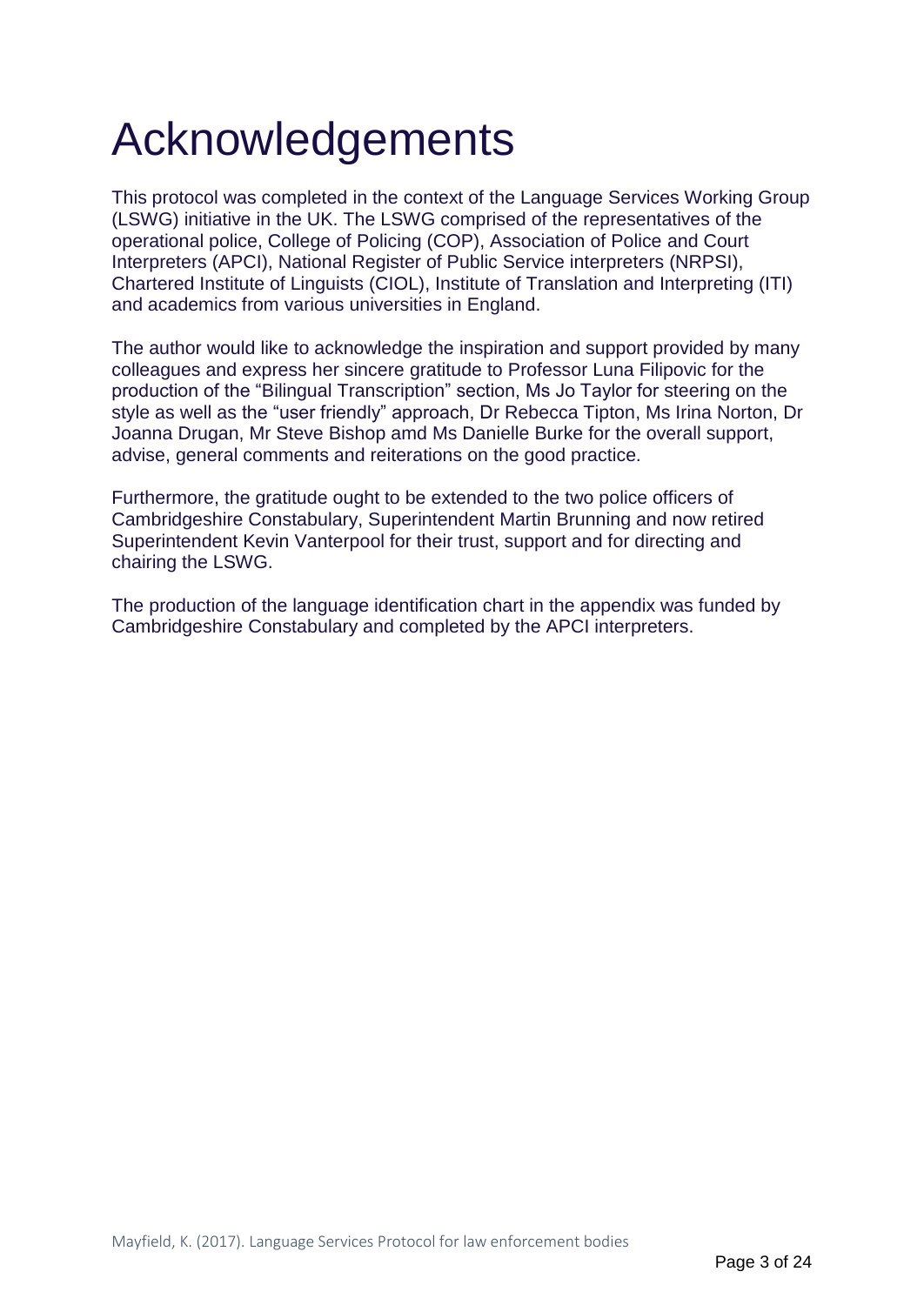# Acknowledgements

This protocol was completed in the context of the Language Services Working Group (LSWG) initiative in the UK. The LSWG comprised of the representatives of the operational police, College of Policing (COP), Association of Police and Court Interpreters (APCI), National Register of Public Service interpreters (NRPSI), Chartered Institute of Linguists (CIOL), Institute of Translation and Interpreting (ITI) and academics from various universities in England.

The author would like to acknowledge the inspiration and support provided by many colleagues and express her sincere gratitude to Professor Luna Filipovic for the production of the "Bilingual Transcription" section, Ms Jo Taylor for steering on the style as well as the "user friendly" approach, Dr Rebecca Tipton, Ms Irina Norton, Dr Joanna Drugan, Mr Steve Bishop amd Ms Danielle Burke for the overall support, advise, general comments and reiterations on the good practice.

Furthermore, the gratitude ought to be extended to the two police officers of Cambridgeshire Constabulary, Superintendent Martin Brunning and now retired Superintendent Kevin Vanterpool for their trust, support and for directing and chairing the LSWG.

The production of the language identification chart in the appendix was funded by Cambridgeshire Constabulary and completed by the APCI interpreters.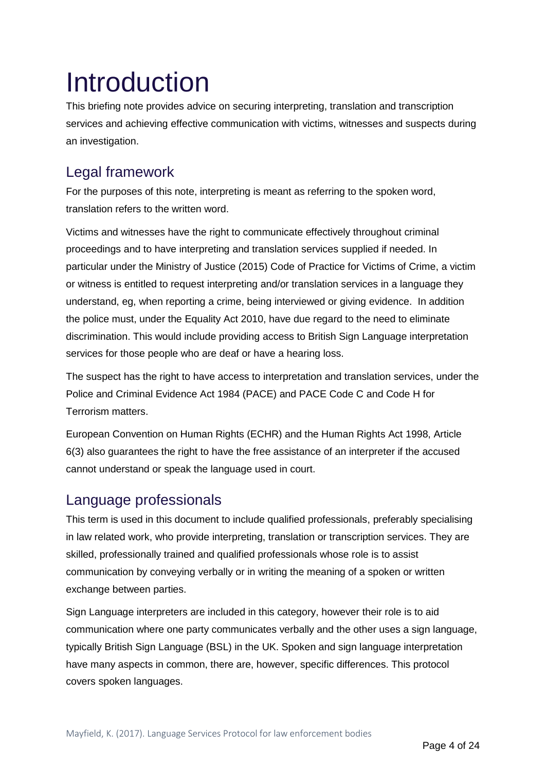# Introduction

This briefing note provides advice on securing interpreting, translation and transcription services and achieving effective communication with victims, witnesses and suspects during an investigation.

## Legal framework

For the purposes of this note, interpreting is meant as referring to the spoken word, translation refers to the written word.

Victims and witnesses have the right to communicate effectively throughout criminal proceedings and to have interpreting and translation services supplied if needed. In particular under the Ministry of Justice (2015) Code of Practice for Victims of Crime, a victim or witness is entitled to request interpreting and/or translation services in a language they understand, eg, when reporting a crime, being interviewed or giving evidence. In addition the police must, under the Equality Act 2010, have due regard to the need to eliminate discrimination. This would include providing access to British Sign Language interpretation services for those people who are deaf or have a hearing loss.

The suspect has the right to have access to interpretation and translation services, under the Police and Criminal Evidence Act 1984 (PACE) and PACE Code C and Code H for Terrorism matters.

European Convention on Human Rights (ECHR) and the Human Rights Act 1998, Article 6(3) also guarantees the right to have the free assistance of an interpreter if the accused cannot understand or speak the language used in court.

## Language professionals

This term is used in this document to include qualified professionals, preferably specialising in law related work, who provide interpreting, translation or transcription services. They are skilled, professionally trained and qualified professionals whose role is to assist communication by conveying verbally or in writing the meaning of a spoken or written exchange between parties.

Sign Language interpreters are included in this category, however their role is to aid communication where one party communicates verbally and the other uses a sign language, typically British Sign Language (BSL) in the UK. Spoken and sign language interpretation have many aspects in common, there are, however, specific differences. This protocol covers spoken languages.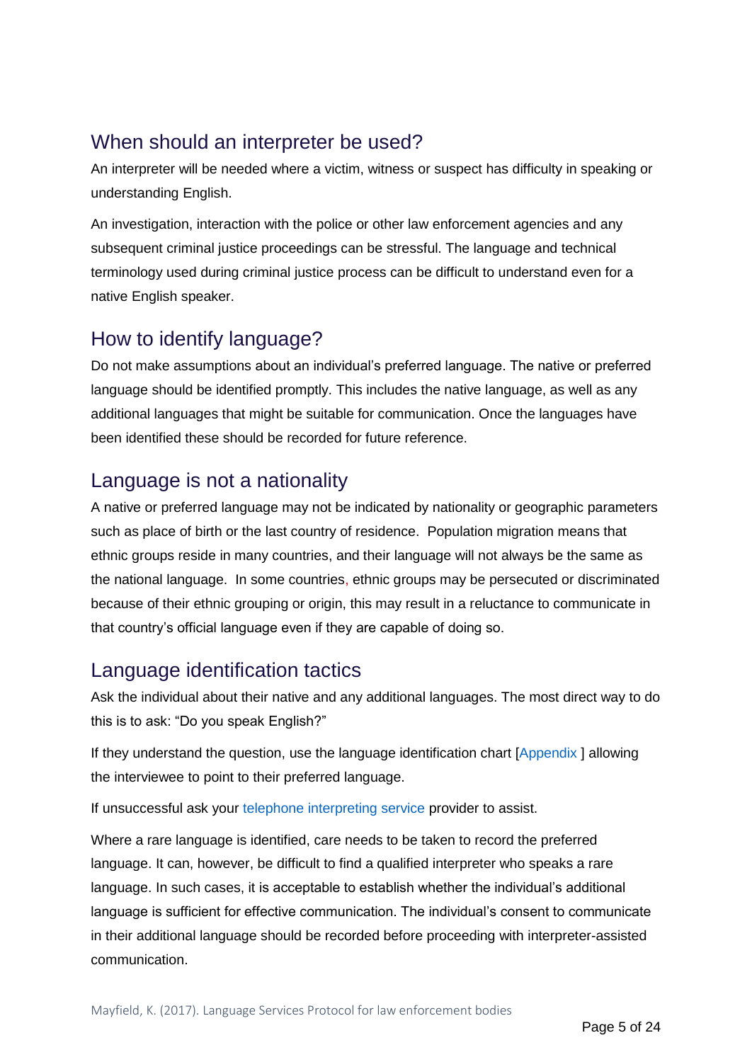## When should an interpreter be used?

An interpreter will be needed where a victim, witness or suspect has difficulty in speaking or understanding English.

An investigation, interaction with the police or other law enforcement agencies and any subsequent criminal justice proceedings can be stressful. The language and technical terminology used during criminal justice process can be difficult to understand even for a native English speaker.

## How to identify language?

Do not make assumptions about an individual's preferred language. The native or preferred language should be identified promptly. This includes the native language, as well as any additional languages that might be suitable for communication. Once the languages have been identified these should be recorded for future reference.

## Language is not a nationality

A native or preferred language may not be indicated by nationality or geographic parameters such as place of birth or the last country of residence. Population migration means that ethnic groups reside in many countries, and their language will not always be the same as the national language. In some countries, ethnic groups may be persecuted or discriminated because of their ethnic grouping or origin, this may result in a reluctance to communicate in that country's official language even if they are capable of doing so.

## Language identification tactics

Ask the individual about their native and any additional languages. The most direct way to do this is to ask: "Do you speak English?"

If they understand the question, use the language identification chart [Appendix ] allowing the interviewee to point to their preferred language.

If unsuccessful ask your telephone interpreting service provider to assist.

Where a rare language is identified, care needs to be taken to record the preferred language. It can, however, be difficult to find a qualified interpreter who speaks a rare language. In such cases, it is acceptable to establish whether the individual's additional language is sufficient for effective communication. The individual's consent to communicate in their additional language should be recorded before proceeding with interpreter-assisted communication.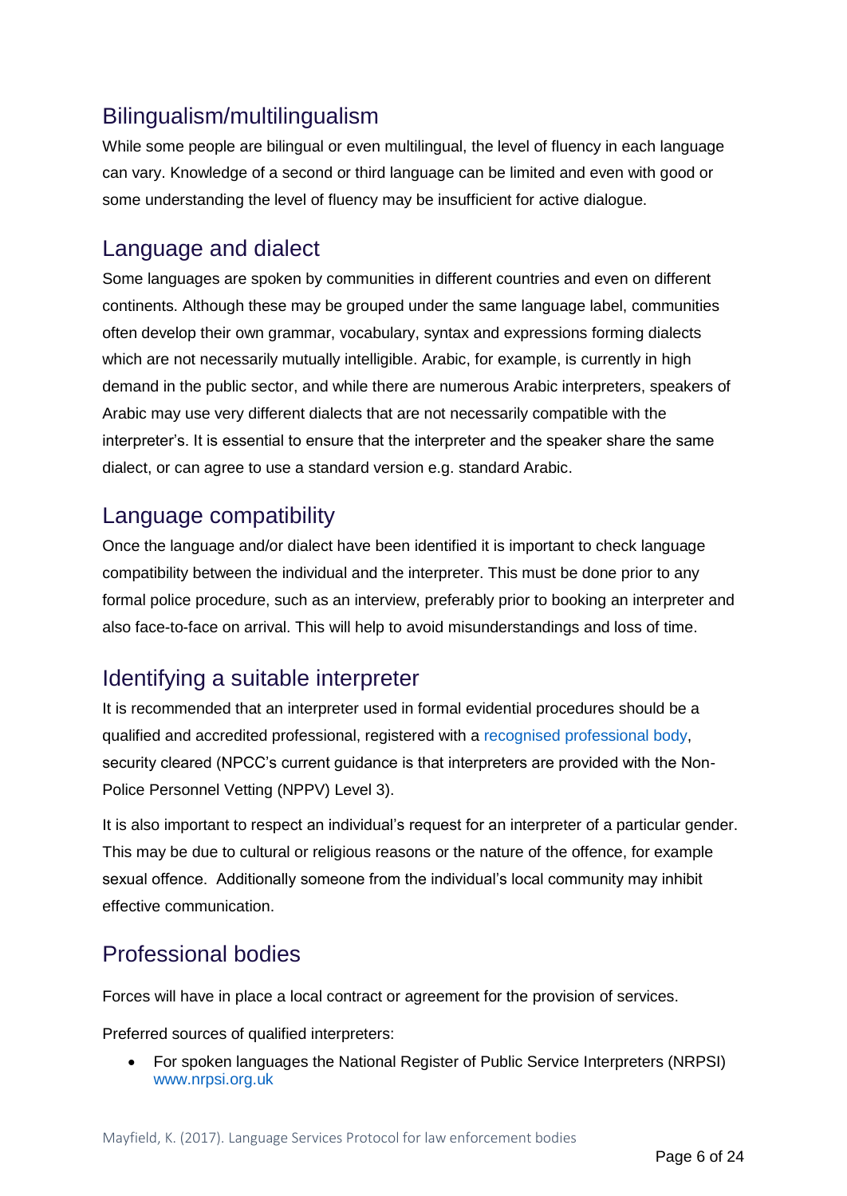## Bilingualism/multilingualism

While some people are bilingual or even multilingual, the level of fluency in each language can vary. Knowledge of a second or third language can be limited and even with good or some understanding the level of fluency may be insufficient for active dialogue.

## Language and dialect

Some languages are spoken by communities in different countries and even on different continents. Although these may be grouped under the same language label, communities often develop their own grammar, vocabulary, syntax and expressions forming dialects which are not necessarily mutually intelligible. Arabic, for example, is currently in high demand in the public sector, and while there are numerous Arabic interpreters, speakers of Arabic may use very different dialects that are not necessarily compatible with the interpreter's. It is essential to ensure that the interpreter and the speaker share the same dialect, or can agree to use a standard version e.g. standard Arabic.

## Language compatibility

Once the language and/or dialect have been identified it is important to check language compatibility between the individual and the interpreter. This must be done prior to any formal police procedure, such as an interview, preferably prior to booking an interpreter and also face-to-face on arrival. This will help to avoid misunderstandings and loss of time.

## Identifying a suitable interpreter

It is recommended that an interpreter used in formal evidential procedures should be a qualified and accredited professional, registered with a recognised professional body, security cleared (NPCC's current guidance is that interpreters are provided with the Non-Police Personnel Vetting (NPPV) Level 3).

It is also important to respect an individual's request for an interpreter of a particular gender. This may be due to cultural or religious reasons or the nature of the offence, for example sexual offence. Additionally someone from the individual's local community may inhibit effective communication.

## Professional bodies

Forces will have in place a local contract or agreement for the provision of services.

Preferred sources of qualified interpreters:

- For spoken languages the National Register of Public Service Interpreters (NRPSI) www.nrpsi.org.uk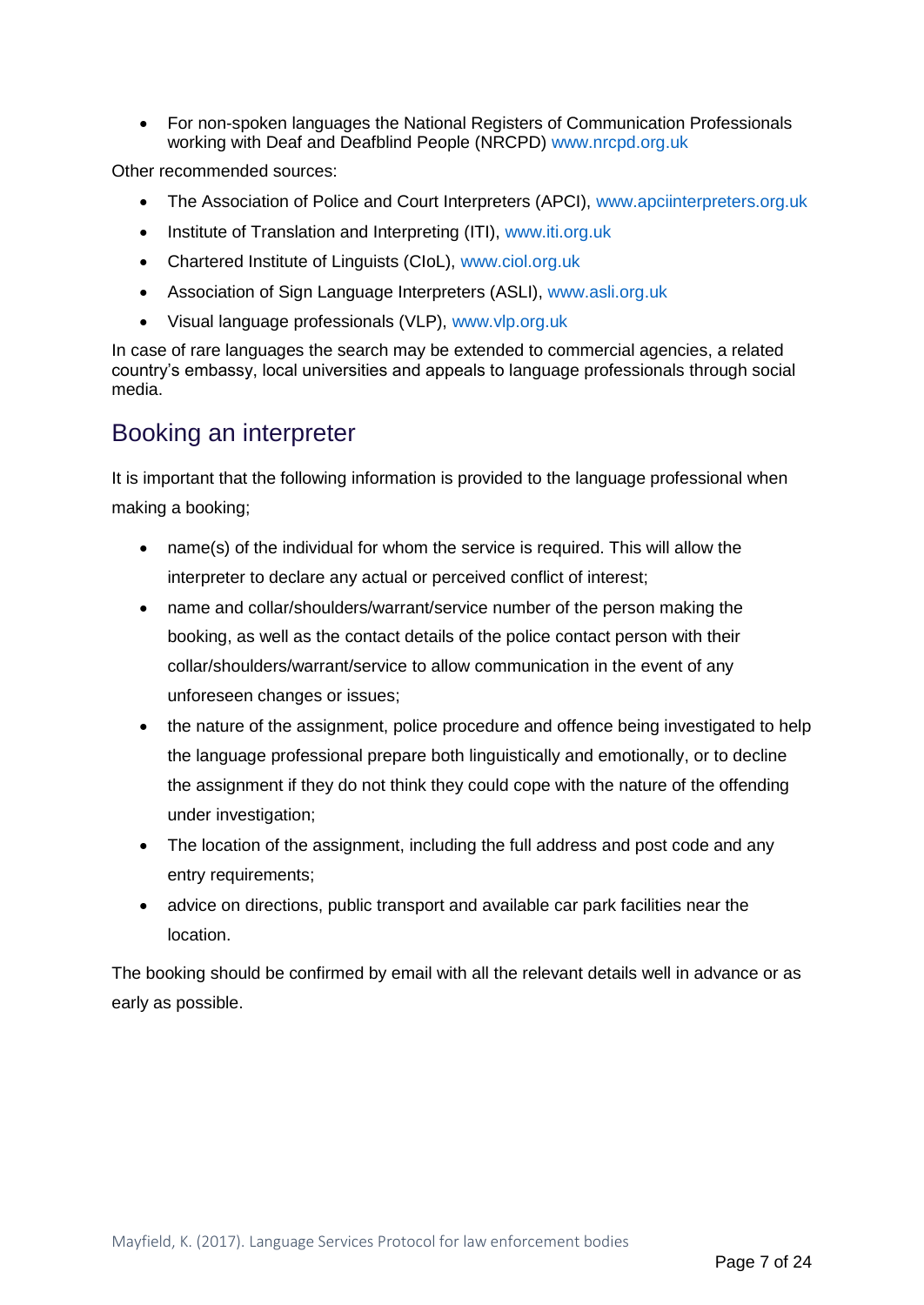- For non-spoken languages the National Registers of Communication Professionals working with Deaf and Deafblind People (NRCPD) www.nrcpd.org.uk

Other recommended sources:

- The Association of Police and Court Interpreters (APCI), www.apciinterpreters.org.uk
- Institute of Translation and Interpreting (ITI), www.iti.org.uk
- Chartered Institute of Linguists (CIoL), www.ciol.org.uk
- Association of Sign Language Interpreters (ASLI), www.asli.org.uk
- Visual language professionals (VLP), www.vlp.org.uk

In case of rare languages the search may be extended to commercial agencies, a related country's embassy, local universities and appeals to language professionals through social media.

## Booking an interpreter

It is important that the following information is provided to the language professional when making a booking;

- name(s) of the individual for whom the service is required. This will allow the interpreter to declare any actual or perceived conflict of interest;
- name and collar/shoulders/warrant/service number of the person making the booking, as well as the contact details of the police contact person with their collar/shoulders/warrant/service to allow communication in the event of any unforeseen changes or issues;
- the nature of the assignment, police procedure and offence being investigated to help the language professional prepare both linguistically and emotionally, or to decline the assignment if they do not think they could cope with the nature of the offending under investigation;
- The location of the assignment, including the full address and post code and any entry requirements;
- advice on directions, public transport and available car park facilities near the location.

The booking should be confirmed by email with all the relevant details well in advance or as early as possible.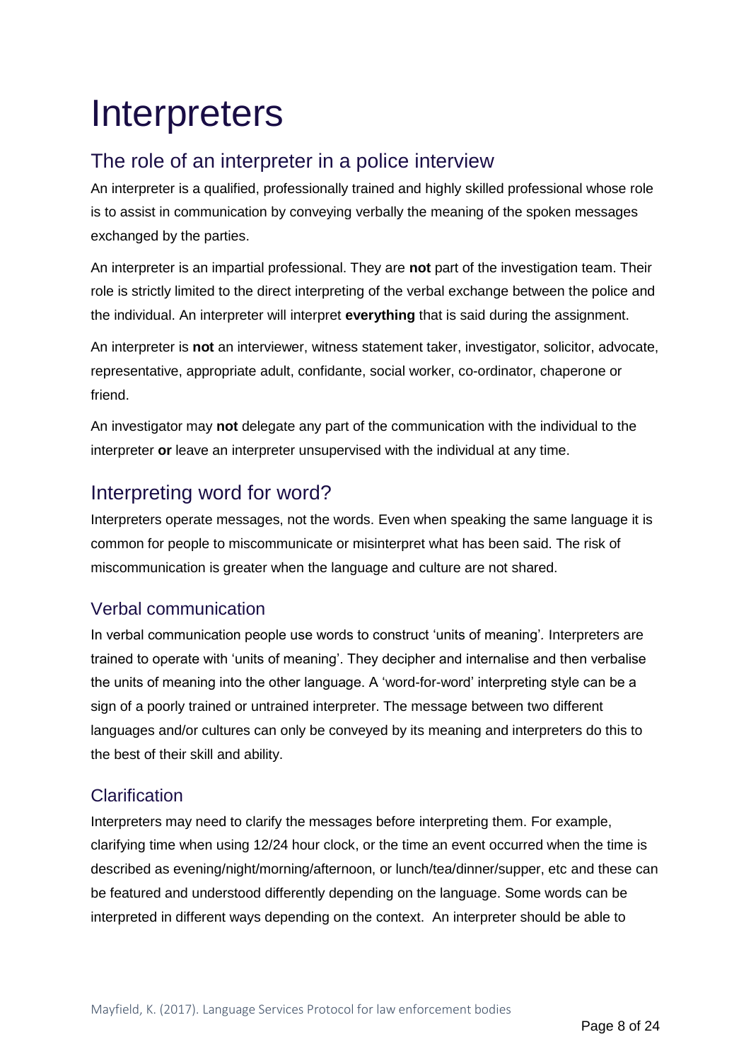# Interpreters

## The role of an interpreter in a police interview

An interpreter is a qualified, professionally trained and highly skilled professional whose role is to assist in communication by conveying verbally the meaning of the spoken messages exchanged by the parties.

An interpreter is an impartial professional. They are **not** part of the investigation team. Their role is strictly limited to the direct interpreting of the verbal exchange between the police and the individual. An interpreter will interpret **everything** that is said during the assignment.

An interpreter is **not** an interviewer, witness statement taker, investigator, solicitor, advocate, representative, appropriate adult, confidante, social worker, co-ordinator, chaperone or friend.

An investigator may **not** delegate any part of the communication with the individual to the interpreter **or** leave an interpreter unsupervised with the individual at any time.

## Interpreting word for word?

Interpreters operate messages, not the words. Even when speaking the same language it is common for people to miscommunicate or misinterpret what has been said. The risk of miscommunication is greater when the language and culture are not shared.

### Verbal communication

In verbal communication people use words to construct 'units of meaning'. Interpreters are trained to operate with 'units of meaning'. They decipher and internalise and then verbalise the units of meaning into the other language. A 'word-for-word' interpreting style can be a sign of a poorly trained or untrained interpreter. The message between two different languages and/or cultures can only be conveyed by its meaning and interpreters do this to the best of their skill and ability.

### Clarification

Interpreters may need to clarify the messages before interpreting them. For example, clarifying time when using 12/24 hour clock, or the time an event occurred when the time is described as evening/night/morning/afternoon, or lunch/tea/dinner/supper, etc and these can be featured and understood differently depending on the language. Some words can be interpreted in different ways depending on the context. An interpreter should be able to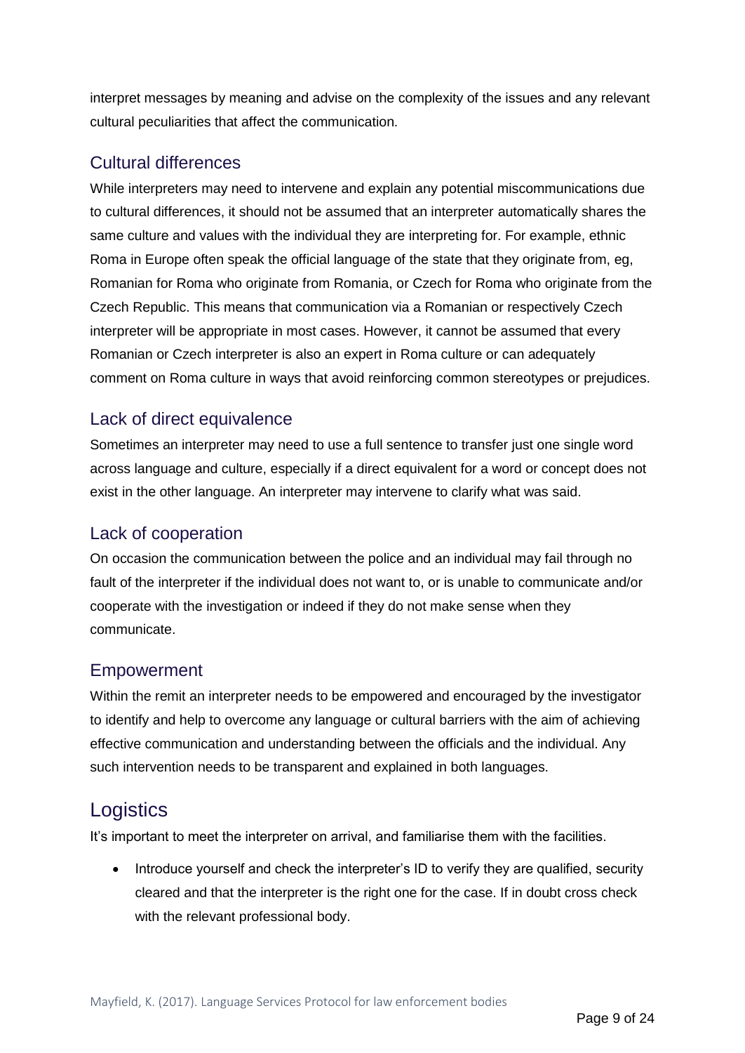interpret messages by meaning and advise on the complexity of the issues and any relevant cultural peculiarities that affect the communication.

### Cultural differences

While interpreters may need to intervene and explain any potential miscommunications due to cultural differences, it should not be assumed that an interpreter automatically shares the same culture and values with the individual they are interpreting for. For example, ethnic Roma in Europe often speak the official language of the state that they originate from, eg, Romanian for Roma who originate from Romania, or Czech for Roma who originate from the Czech Republic. This means that communication via a Romanian or respectively Czech interpreter will be appropriate in most cases. However, it cannot be assumed that every Romanian or Czech interpreter is also an expert in Roma culture or can adequately comment on Roma culture in ways that avoid reinforcing common stereotypes or prejudices.

### Lack of direct equivalence

Sometimes an interpreter may need to use a full sentence to transfer just one single word across language and culture, especially if a direct equivalent for a word or concept does not exist in the other language. An interpreter may intervene to clarify what was said.

### Lack of cooperation

On occasion the communication between the police and an individual may fail through no fault of the interpreter if the individual does not want to, or is unable to communicate and/or cooperate with the investigation or indeed if they do not make sense when they communicate.

### Empowerment

Within the remit an interpreter needs to be empowered and encouraged by the investigator to identify and help to overcome any language or cultural barriers with the aim of achieving effective communication and understanding between the officials and the individual. Any such intervention needs to be transparent and explained in both languages.

## Logistics

It's important to meet the interpreter on arrival, and familiarise them with the facilities.

- Introduce yourself and check the interpreter's ID to verify they are qualified, security cleared and that the interpreter is the right one for the case. If in doubt cross check with the relevant professional body.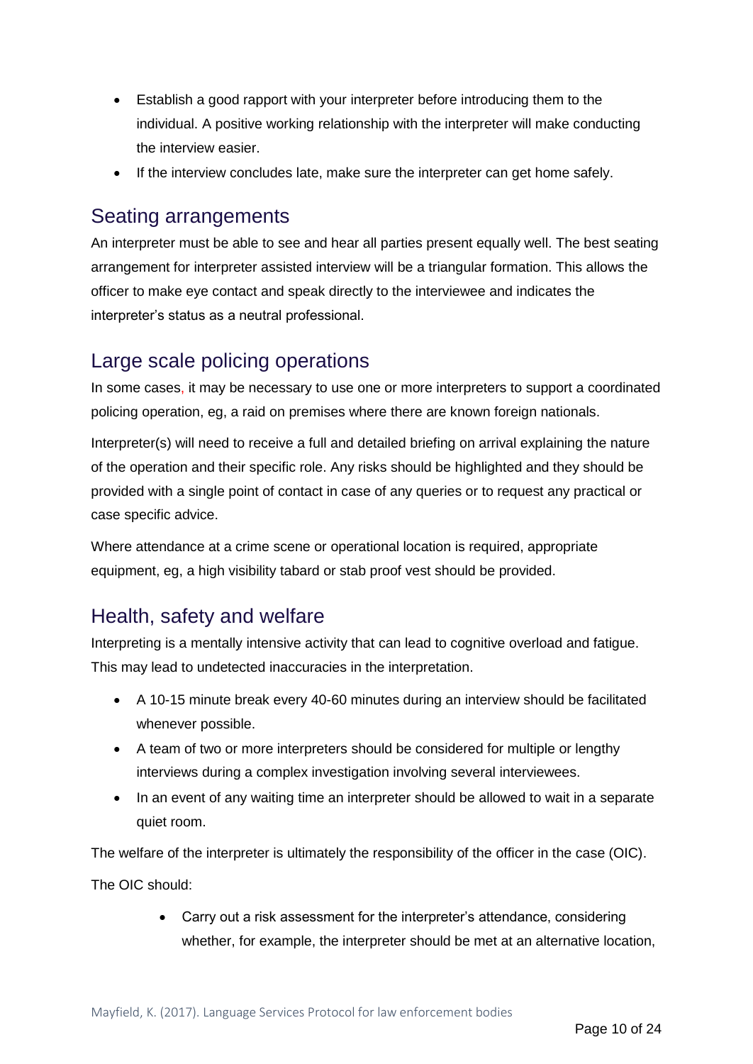- Establish a good rapport with your interpreter before introducing them to the individual. A positive working relationship with the interpreter will make conducting the interview easier.
- If the interview concludes late, make sure the interpreter can get home safely.

## Seating arrangements

An interpreter must be able to see and hear all parties present equally well. The best seating arrangement for interpreter assisted interview will be a triangular formation. This allows the officer to make eye contact and speak directly to the interviewee and indicates the interpreter's status as a neutral professional.

## Large scale policing operations

In some cases, it may be necessary to use one or more interpreters to support a coordinated policing operation, eg, a raid on premises where there are known foreign nationals.

Interpreter(s) will need to receive a full and detailed briefing on arrival explaining the nature of the operation and their specific role. Any risks should be highlighted and they should be provided with a single point of contact in case of any queries or to request any practical or case specific advice.

Where attendance at a crime scene or operational location is required, appropriate equipment, eg, a high visibility tabard or stab proof vest should be provided.

## Health, safety and welfare

Interpreting is a mentally intensive activity that can lead to cognitive overload and fatigue. This may lead to undetected inaccuracies in the interpretation.

- A 10-15 minute break every 40-60 minutes during an interview should be facilitated whenever possible.
- A team of two or more interpreters should be considered for multiple or lengthy interviews during a complex investigation involving several interviewees.
- In an event of any waiting time an interpreter should be allowed to wait in a separate quiet room.

The welfare of the interpreter is ultimately the responsibility of the officer in the case (OIC).

The OIC should:

- Carry out a risk assessment for the interpreter's attendance, considering whether, for example, the interpreter should be met at an alternative location,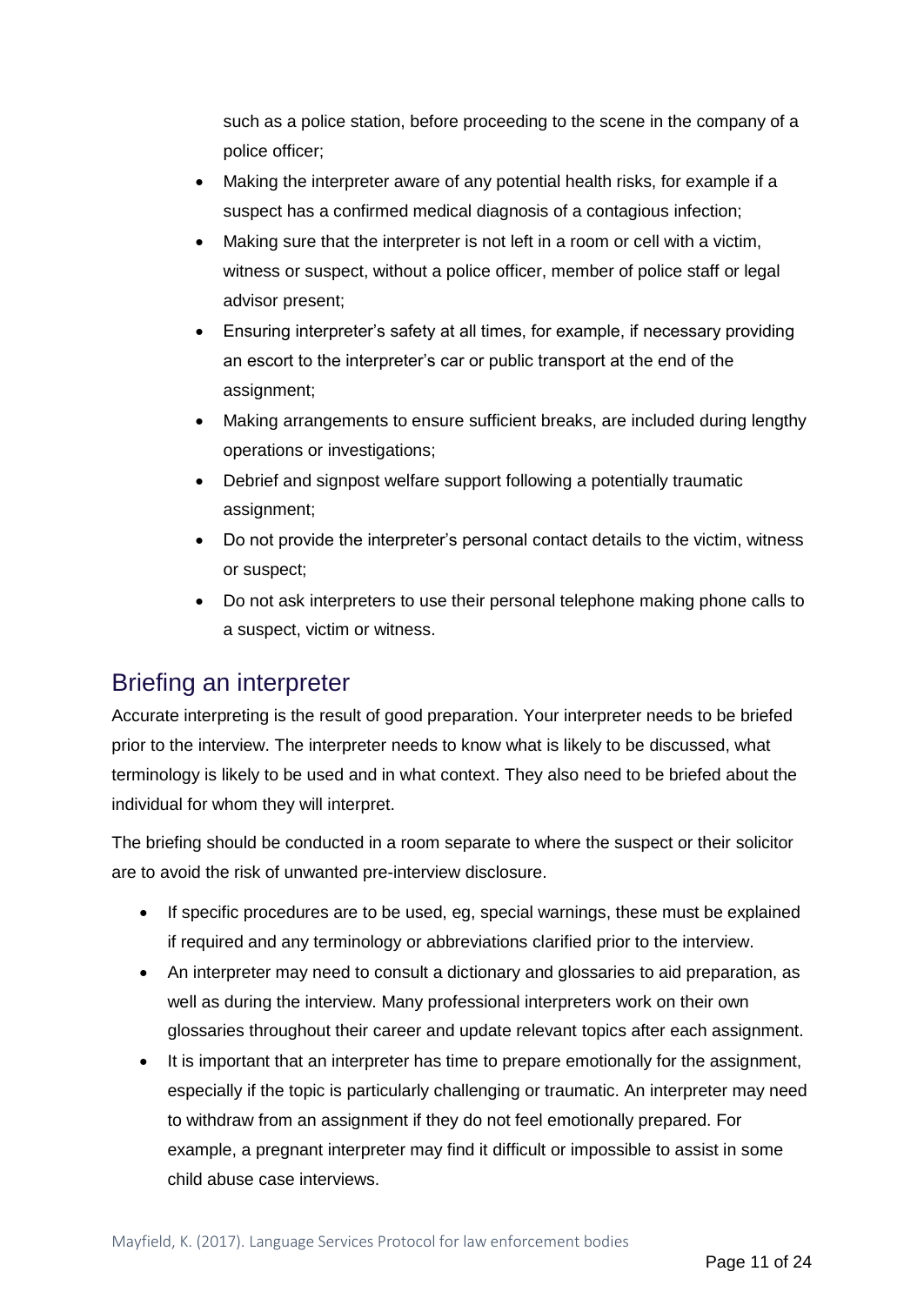such as a police station, before proceeding to the scene in the company of a police officer;

- Making the interpreter aware of any potential health risks, for example if a suspect has a confirmed medical diagnosis of a contagious infection;
- Making sure that the interpreter is not left in a room or cell with a victim, witness or suspect, without a police officer, member of police staff or legal advisor present;
- Ensuring interpreter's safety at all times, for example, if necessary providing an escort to the interpreter's car or public transport at the end of the assignment;
- Making arrangements to ensure sufficient breaks, are included during lengthy operations or investigations;
- Debrief and signpost welfare support following a potentially traumatic assignment;
- Do not provide the interpreter's personal contact details to the victim, witness or suspect;
- Do not ask interpreters to use their personal telephone making phone calls to a suspect, victim or witness.

## Briefing an interpreter

Accurate interpreting is the result of good preparation. Your interpreter needs to be briefed prior to the interview. The interpreter needs to know what is likely to be discussed, what terminology is likely to be used and in what context. They also need to be briefed about the individual for whom they will interpret.

The briefing should be conducted in a room separate to where the suspect or their solicitor are to avoid the risk of unwanted pre-interview disclosure.

- If specific procedures are to be used, eg, special warnings, these must be explained if required and any terminology or abbreviations clarified prior to the interview.
- An interpreter may need to consult a dictionary and glossaries to aid preparation, as well as during the interview. Many professional interpreters work on their own glossaries throughout their career and update relevant topics after each assignment.
- It is important that an interpreter has time to prepare emotionally for the assignment, especially if the topic is particularly challenging or traumatic. An interpreter may need to withdraw from an assignment if they do not feel emotionally prepared. For example, a pregnant interpreter may find it difficult or impossible to assist in some child abuse case interviews.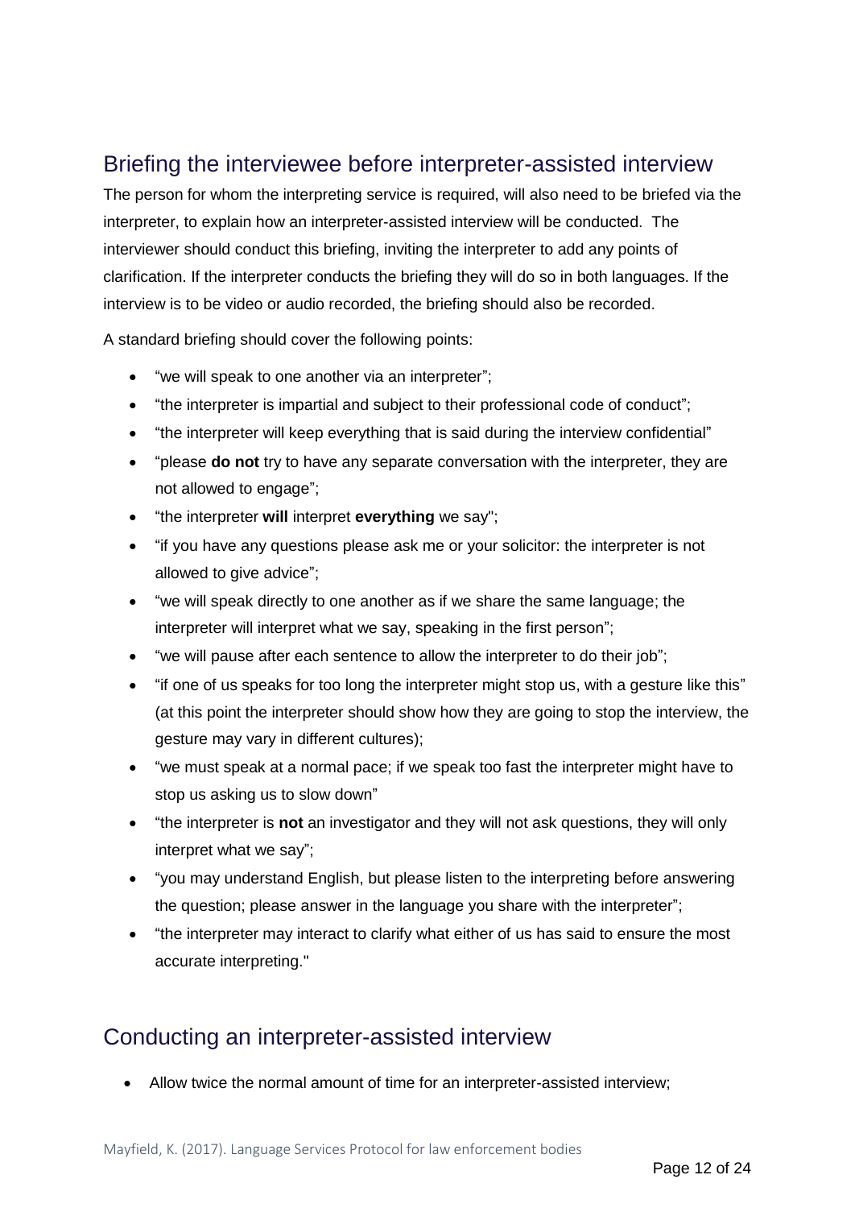## Briefing the interviewee before interpreter-assisted interview

The person for whom the interpreting service is required, will also need to be briefed via the interpreter, to explain how an interpreter-assisted interview will be conducted. The interviewer should conduct this briefing, inviting the interpreter to add any points of clarification. If the interpreter conducts the briefing they will do so in both languages. If the interview is to be video or audio recorded, the briefing should also be recorded.

A standard briefing should cover the following points:

- "we will speak to one another via an interpreter";
- "the interpreter is impartial and subject to their professional code of conduct";
- "the interpreter will keep everything that is said during the interview confidential"
- "please **do not** try to have any separate conversation with the interpreter, they are not allowed to engage";
- "the interpreter **will** interpret **everything** we say";
- "if you have any questions please ask me or your solicitor: the interpreter is not allowed to give advice";
- "we will speak directly to one another as if we share the same language; the interpreter will interpret what we say, speaking in the first person";
- "we will pause after each sentence to allow the interpreter to do their job";
- "if one of us speaks for too long the interpreter might stop us, with a gesture like this" (at this point the interpreter should show how they are going to stop the interview, the gesture may vary in different cultures);
- "we must speak at a normal pace; if we speak too fast the interpreter might have to stop us asking us to slow down"
- "the interpreter is **not** an investigator and they will not ask questions, they will only interpret what we say";
- "you may understand English, but please listen to the interpreting before answering the question; please answer in the language you share with the interpreter";
- "the interpreter may interact to clarify what either of us has said to ensure the most accurate interpreting."

## Conducting an interpreter-assisted interview

- Allow twice the normal amount of time for an interpreter-assisted interview;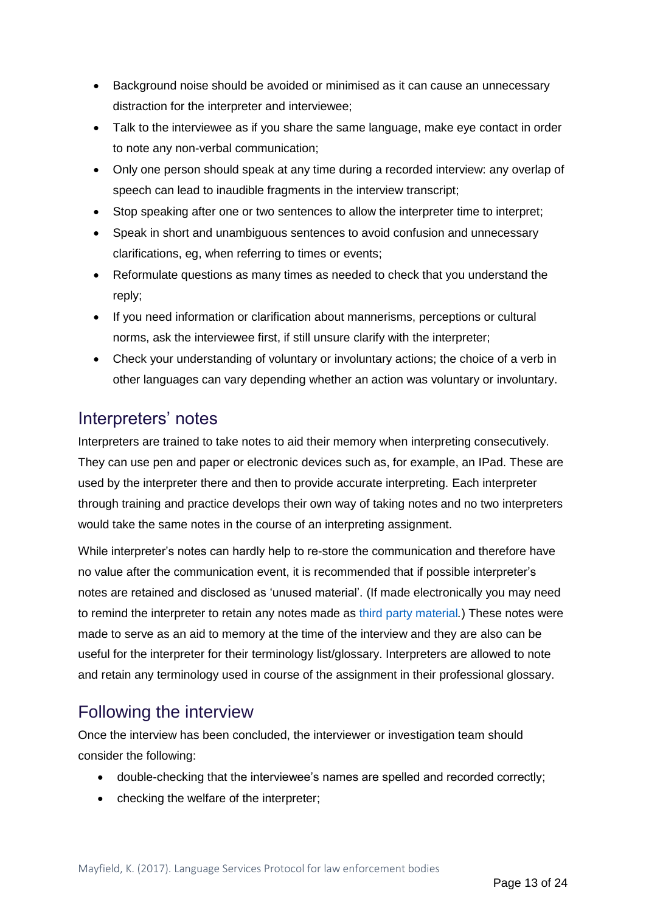- Background noise should be avoided or minimised as it can cause an unnecessary distraction for the interpreter and interviewee;
- Talk to the interviewee as if you share the same language, make eye contact in order to note any non-verbal communication;
- Only one person should speak at any time during a recorded interview: any overlap of speech can lead to inaudible fragments in the interview transcript;
- Stop speaking after one or two sentences to allow the interpreter time to interpret;
- Speak in short and unambiguous sentences to avoid confusion and unnecessary clarifications, eg, when referring to times or events;
- Reformulate questions as many times as needed to check that you understand the reply;
- If you need information or clarification about mannerisms, perceptions or cultural norms, ask the interviewee first, if still unsure clarify with the interpreter;
- Check your understanding of voluntary or involuntary actions; the choice of a verb in other languages can vary depending whether an action was voluntary or involuntary.

## Interpreters' notes

Interpreters are trained to take notes to aid their memory when interpreting consecutively. They can use pen and paper or electronic devices such as, for example, an IPad. These are used by the interpreter there and then to provide accurate interpreting. Each interpreter through training and practice develops their own way of taking notes and no two interpreters would take the same notes in the course of an interpreting assignment.

While interpreter's notes can hardly help to re-store the communication and therefore have no value after the communication event, it is recommended that if possible interpreter's notes are retained and disclosed as 'unused material'. (If made electronically you may need to remind the interpreter to retain any notes made as third party material.) These notes were made to serve as an aid to memory at the time of the interview and they also can be useful for the interpreter for their terminology list/glossary. Interpreters are allowed to note and retain any terminology used in course of the assignment in their professional glossary.

## Following the interview

Once the interview has been concluded, the interviewer or investigation team should consider the following:

- double-checking that the interviewee's names are spelled and recorded correctly;
- checking the welfare of the interpreter;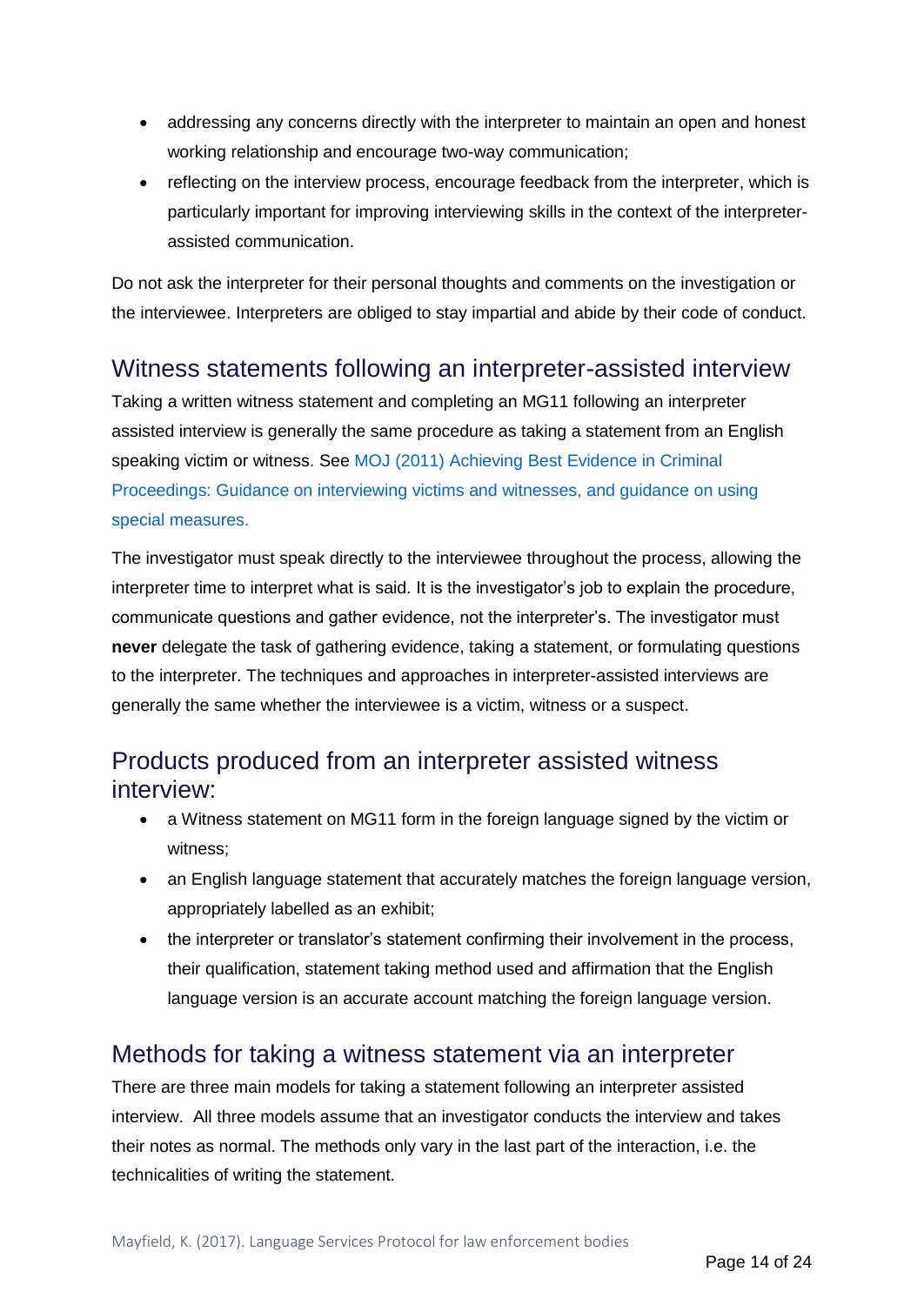- addressing any concerns directly with the interpreter to maintain an open and honest working relationship and encourage two-way communication;
- reflecting on the interview process, encourage feedback from the interpreter, which is particularly important for improving interviewing skills in the context of the interpreter-assisted communication.

Do not ask the interpreter for their personal thoughts and comments on the investigation or the interviewee. Interpreters are obliged to stay impartial and abide by their code of conduct.

## Witness statements following an interpreter-assisted interview

Taking a written witness statement and completing an MG11 following an interpreter assisted interview is generally the same procedure as taking a statement from an English speaking victim or witness. See MOJ (2011) Achieving Best Evidence in Criminal Proceedings: Guidance on interviewing victims and witnesses, and guidance on using special measures.

The investigator must speak directly to the interviewee throughout the process, allowing the interpreter time to interpret what is said. It is the investigator's job to explain the procedure, communicate questions and gather evidence, not the interpreter's. The investigator must **never** delegate the task of gathering evidence, taking a statement, or formulating questions to the interpreter. The techniques and approaches in interpreter-assisted interviews are generally the same whether the interviewee is a victim, witness or a suspect.

## Products produced from an interpreter assisted witness interview:

- a Witness statement on MG11 form in the foreign language signed by the victim or witness;
- an English language statement that accurately matches the foreign language version, appropriately labelled as an exhibit;
- the interpreter or translator's statement confirming their involvement in the process, their qualification, statement taking method used and affirmation that the English language version is an accurate account matching the foreign language version.

## Methods for taking a witness statement via an interpreter

There are three main models for taking a statement following an interpreter assisted interview. All three models assume that an investigator conducts the interview and takes their notes as normal. The methods only vary in the last part of the interaction, i.e. the technicalities of writing the statement.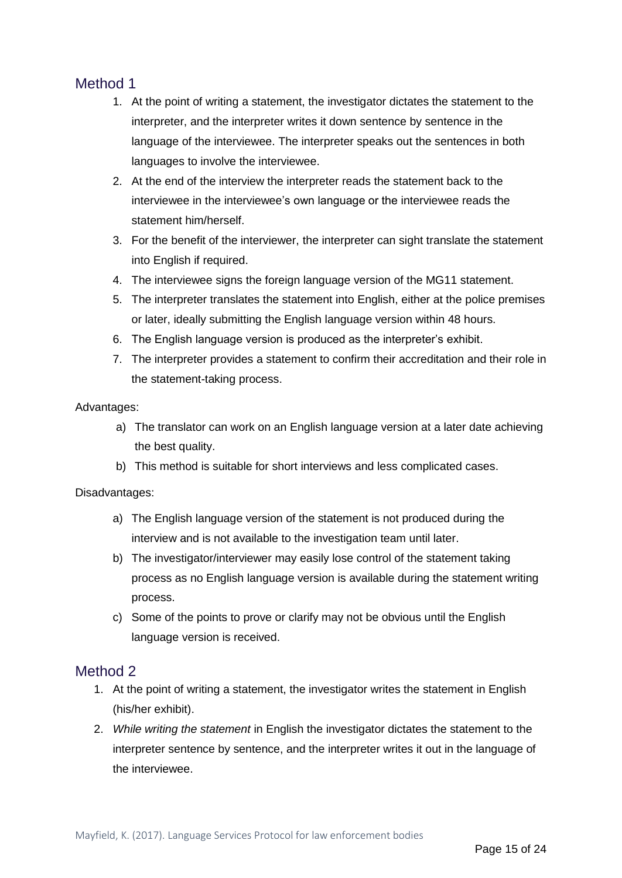## Method 1

1. At the point of writing a statement, the investigator dictates the statement to the interpreter, and the interpreter writes it down sentence by sentence in the language of the interviewee. The interpreter speaks out the sentences in both languages to involve the interviewee.
2. At the end of the interview the interpreter reads the statement back to the interviewee in the interviewee's own language or the interviewee reads the statement him/herself.
3. For the benefit of the interviewer, the interpreter can sight translate the statement into English if required.
4. The interviewee signs the foreign language version of the MG11 statement.
5. The interpreter translates the statement into English, either at the police premises or later, ideally submitting the English language version within 48 hours.
6. The English language version is produced as the interpreter's exhibit.
7. The interpreter provides a statement to confirm their accreditation and their role in the statement-taking process.

Advantages:

a) The translator can work on an English language version at a later date achieving the best quality.
b) This method is suitable for short interviews and less complicated cases.

Disadvantages:

a) The English language version of the statement is not produced during the interview and is not available to the investigation team until later.
b) The investigator/interviewer may easily lose control of the statement taking process as no English language version is available during the statement writing process.
c) Some of the points to prove or clarify may not be obvious until the English language version is received.

## Method 2

1. At the point of writing a statement, the investigator writes the statement in English (his/her exhibit).
2. *While writing the statement* in English the investigator dictates the statement to the interpreter sentence by sentence, and the interpreter writes it out in the language of the interviewee.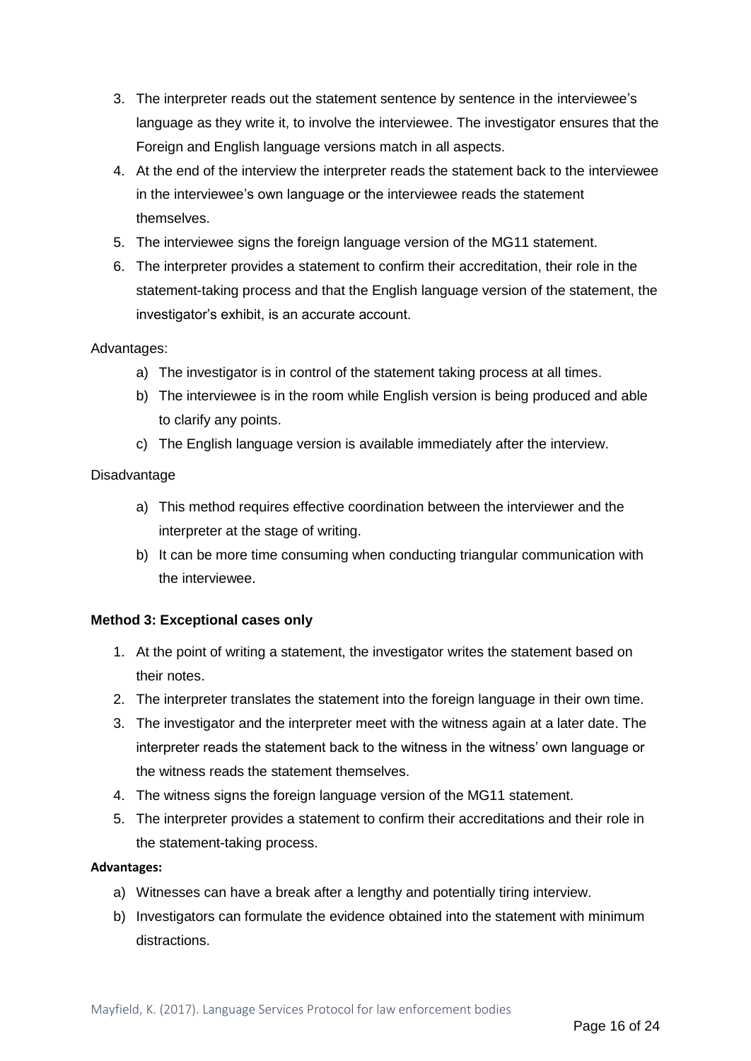3. The interpreter reads out the statement sentence by sentence in the interviewee's language as they write it, to involve the interviewee. The investigator ensures that the Foreign and English language versions match in all aspects.
4. At the end of the interview the interpreter reads the statement back to the interviewee in the interviewee's own language or the interviewee reads the statement themselves.
5. The interviewee signs the foreign language version of the MG11 statement.
6. The interpreter provides a statement to confirm their accreditation, their role in the statement-taking process and that the English language version of the statement, the investigator's exhibit, is an accurate account.

Advantages:

a) The investigator is in control of the statement taking process at all times.
b) The interviewee is in the room while English version is being produced and able to clarify any points.
c) The English language version is available immediately after the interview.

Disadvantage

a) This method requires effective coordination between the interviewer and the interpreter at the stage of writing.
b) It can be more time consuming when conducting triangular communication with the interviewee.

**Method 3: Exceptional cases only**

1. At the point of writing a statement, the investigator writes the statement based on their notes.
2. The interpreter translates the statement into the foreign language in their own time.
3. The investigator and the interpreter meet with the witness again at a later date. The interpreter reads the statement back to the witness in the witness' own language or the witness reads the statement themselves.
4. The witness signs the foreign language version of the MG11 statement.
5. The interpreter provides a statement to confirm their accreditations and their role in the statement-taking process.

**Advantages:**

a) Witnesses can have a break after a lengthy and potentially tiring interview.
b) Investigators can formulate the evidence obtained into the statement with minimum distractions.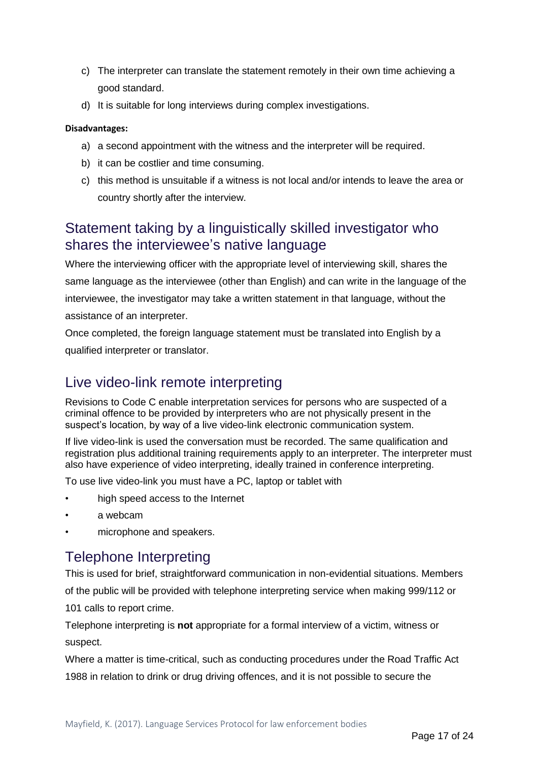c) The interpreter can translate the statement remotely in their own time achieving a good standard.
d) It is suitable for long interviews during complex investigations.

**Disadvantages:**

a) a second appointment with the witness and the interpreter will be required.
b) it can be costlier and time consuming.
c) this method is unsuitable if a witness is not local and/or intends to leave the area or country shortly after the interview.

## Statement taking by a linguistically skilled investigator who shares the interviewee's native language

Where the interviewing officer with the appropriate level of interviewing skill, shares the same language as the interviewee (other than English) and can write in the language of the interviewee, the investigator may take a written statement in that language, without the assistance of an interpreter.

Once completed, the foreign language statement must be translated into English by a qualified interpreter or translator.

## Live video-link remote interpreting

Revisions to Code C enable interpretation services for persons who are suspected of a criminal offence to be provided by interpreters who are not physically present in the suspect's location, by way of a live video-link electronic communication system.

If live video-link is used the conversation must be recorded. The same qualification and registration plus additional training requirements apply to an interpreter. The interpreter must also have experience of video interpreting, ideally trained in conference interpreting.

To use live video-link you must have a PC, laptop or tablet with

- high speed access to the Internet
- a webcam
- microphone and speakers.

## Telephone Interpreting

This is used for brief, straightforward communication in non-evidential situations. Members of the public will be provided with telephone interpreting service when making 999/112 or 101 calls to report crime.

Telephone interpreting is **not** appropriate for a formal interview of a victim, witness or suspect.

Where a matter is time-critical, such as conducting procedures under the Road Traffic Act 1988 in relation to drink or drug driving offences, and it is not possible to secure the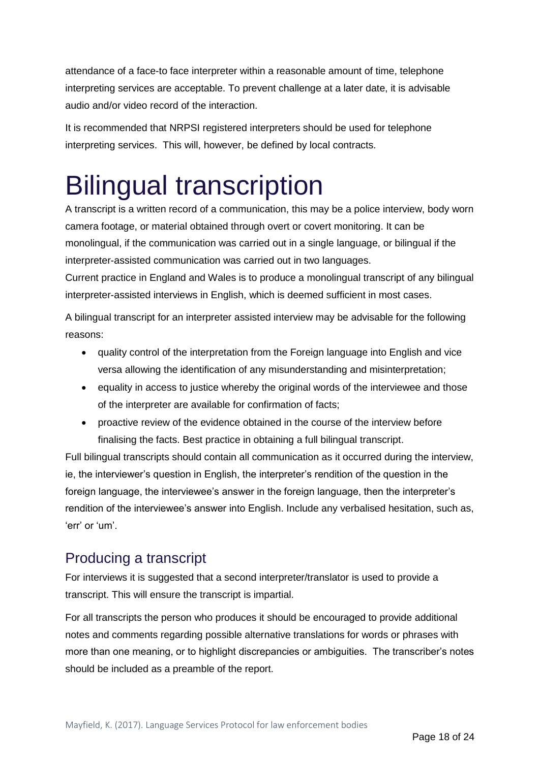attendance of a face-to face interpreter within a reasonable amount of time, telephone interpreting services are acceptable. To prevent challenge at a later date, it is advisable audio and/or video record of the interaction.

It is recommended that NRPSI registered interpreters should be used for telephone interpreting services. This will, however, be defined by local contracts.

# Bilingual transcription

A transcript is a written record of a communication, this may be a police interview, body worn camera footage, or material obtained through overt or covert monitoring. It can be monolingual, if the communication was carried out in a single language, or bilingual if the interpreter-assisted communication was carried out in two languages.

Current practice in England and Wales is to produce a monolingual transcript of any bilingual interpreter-assisted interviews in English, which is deemed sufficient in most cases.

A bilingual transcript for an interpreter assisted interview may be advisable for the following reasons:

- quality control of the interpretation from the Foreign language into English and vice versa allowing the identification of any misunderstanding and misinterpretation;
- equality in access to justice whereby the original words of the interviewee and those of the interpreter are available for confirmation of facts;
- proactive review of the evidence obtained in the course of the interview before finalising the facts. Best practice in obtaining a full bilingual transcript.

Full bilingual transcripts should contain all communication as it occurred during the interview, ie, the interviewer's question in English, the interpreter's rendition of the question in the foreign language, the interviewee's answer in the foreign language, then the interpreter's rendition of the interviewee's answer into English. Include any verbalised hesitation, such as, 'err' or 'um'.

## Producing a transcript

For interviews it is suggested that a second interpreter/translator is used to provide a transcript. This will ensure the transcript is impartial.

For all transcripts the person who produces it should be encouraged to provide additional notes and comments regarding possible alternative translations for words or phrases with more than one meaning, or to highlight discrepancies or ambiguities. The transcriber's notes should be included as a preamble of the report.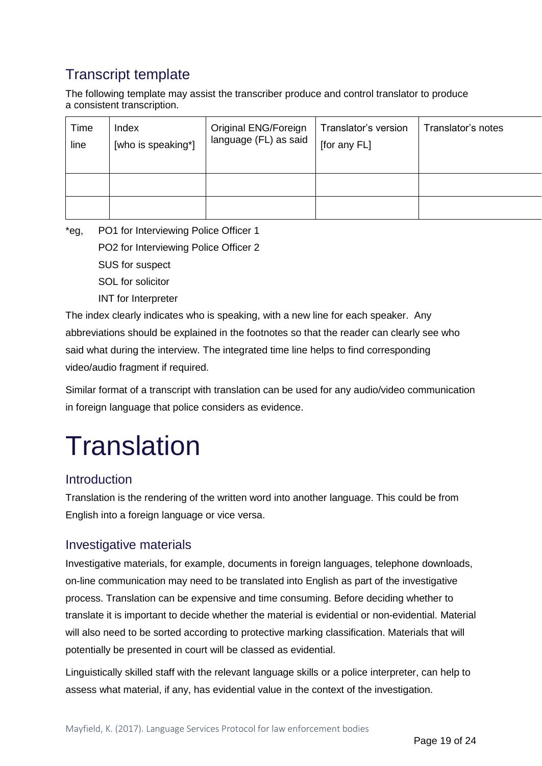## Transcript template

The following template may assist the transcriber produce and control translator to produce a consistent transcription.

| Time line | Index [who is speaking*] | Original ENG/Foreign language (FL) as said | Translator's version [for any FL] | Translator's notes |
|---|---|---|---|---|
| | | | | |
| | | | | |

*eg, PO1 for Interviewing Police Officer 1

PO2 for Interviewing Police Officer 2

SUS for suspect

SOL for solicitor

INT for Interpreter

The index clearly indicates who is speaking, with a new line for each speaker. Any abbreviations should be explained in the footnotes so that the reader can clearly see who said what during the interview. The integrated time line helps to find corresponding video/audio fragment if required.

Similar format of a transcript with translation can be used for any audio/video communication in foreign language that police considers as evidence.

# Translation

## Introduction

Translation is the rendering of the written word into another language. This could be from English into a foreign language or vice versa.

## Investigative materials

Investigative materials, for example, documents in foreign languages, telephone downloads, on-line communication may need to be translated into English as part of the investigative process. Translation can be expensive and time consuming. Before deciding whether to translate it is important to decide whether the material is evidential or non-evidential. Material will also need to be sorted according to protective marking classification. Materials that will potentially be presented in court will be classed as evidential.

Linguistically skilled staff with the relevant language skills or a police interpreter, can help to assess what material, if any, has evidential value in the context of the investigation.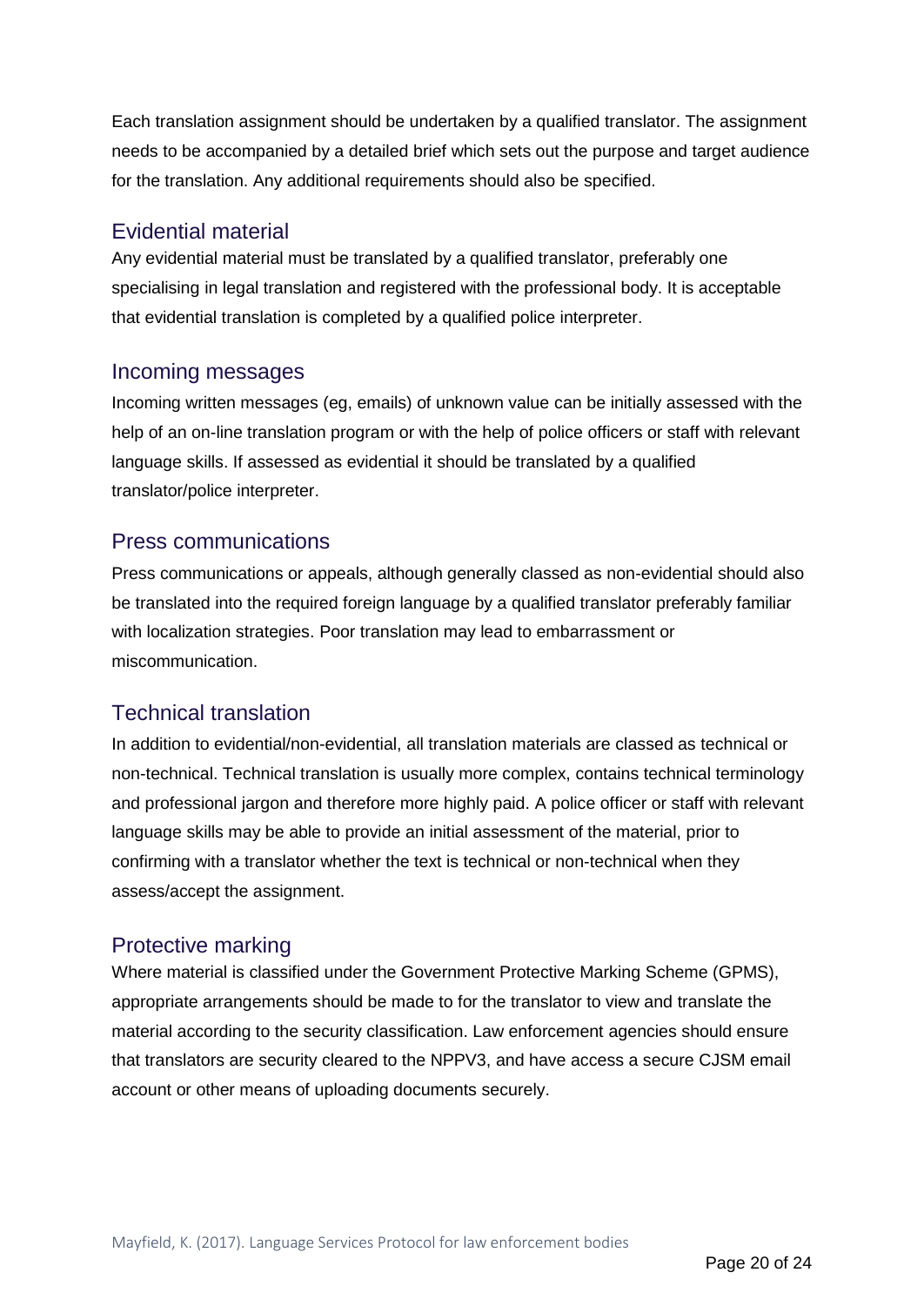Each translation assignment should be undertaken by a qualified translator. The assignment needs to be accompanied by a detailed brief which sets out the purpose and target audience for the translation. Any additional requirements should also be specified.

## Evidential material

Any evidential material must be translated by a qualified translator, preferably one specialising in legal translation and registered with the professional body. It is acceptable that evidential translation is completed by a qualified police interpreter.

## Incoming messages

Incoming written messages (eg, emails) of unknown value can be initially assessed with the help of an on-line translation program or with the help of police officers or staff with relevant language skills. If assessed as evidential it should be translated by a qualified translator/police interpreter.

## Press communications

Press communications or appeals, although generally classed as non-evidential should also be translated into the required foreign language by a qualified translator preferably familiar with localization strategies. Poor translation may lead to embarrassment or miscommunication.

## Technical translation

In addition to evidential/non-evidential, all translation materials are classed as technical or non-technical. Technical translation is usually more complex, contains technical terminology and professional jargon and therefore more highly paid. A police officer or staff with relevant language skills may be able to provide an initial assessment of the material, prior to confirming with a translator whether the text is technical or non-technical when they assess/accept the assignment.

## Protective marking

Where material is classified under the Government Protective Marking Scheme (GPMS), appropriate arrangements should be made to for the translator to view and translate the material according to the security classification. Law enforcement agencies should ensure that translators are security cleared to the NPPV3, and have access a secure CJSM email account or other means of uploading documents securely.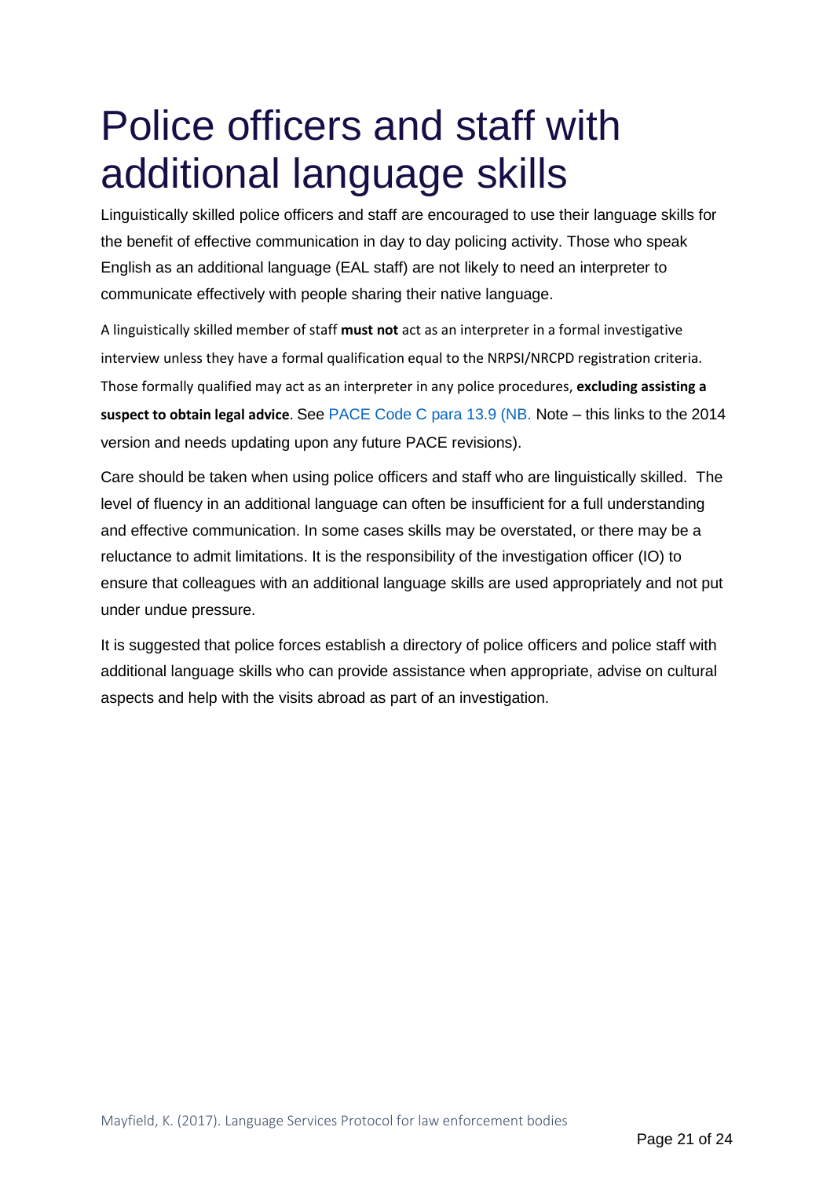# Police officers and staff with additional language skills

Linguistically skilled police officers and staff are encouraged to use their language skills for the benefit of effective communication in day to day policing activity. Those who speak English as an additional language (EAL staff) are not likely to need an interpreter to communicate effectively with people sharing their native language.

A linguistically skilled member of staff **must not** act as an interpreter in a formal investigative interview unless they have a formal qualification equal to the NRPSI/NRCPD registration criteria. Those formally qualified may act as an interpreter in any police procedures, **excluding assisting a suspect to obtain legal advice**. See PACE Code C para 13.9 (NB. Note – this links to the 2014 version and needs updating upon any future PACE revisions).

Care should be taken when using police officers and staff who are linguistically skilled. The level of fluency in an additional language can often be insufficient for a full understanding and effective communication. In some cases skills may be overstated, or there may be a reluctance to admit limitations. It is the responsibility of the investigation officer (IO) to ensure that colleagues with an additional language skills are used appropriately and not put under undue pressure.

It is suggested that police forces establish a directory of police officers and police staff with additional language skills who can provide assistance when appropriate, advise on cultural aspects and help with the visits abroad as part of an investigation.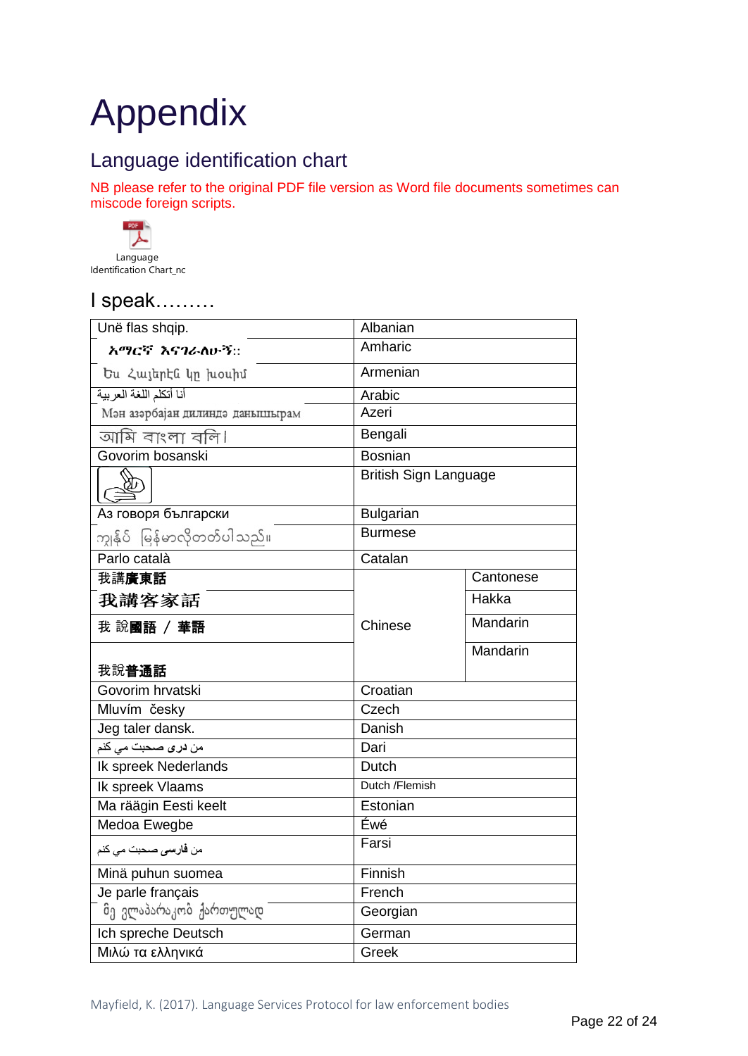# Appendix

## Language identification chart

NB please refer to the original PDF file version as Word file documents sometimes can miscode foreign scripts.

Language Identification Chart_nc

## I speak………

| | | |
|---|---|---|
| Unë flas shqip. | Albanian | |
| አማርኛ እናገራለሁ። | Amharic | |
| Ես Հայերէն կը խօսիմ | Armenian | |
| أنا أتكلم اللغة العربية | Arabic | |
| Мəн азəрбајан дилиндə данышырам | Azeri | |
| আমি বাংলা বলি। | Bengali | |
| Govorim bosanski | Bosnian | |
| | British Sign Language | |
| Аз говоря български | Bulgarian | |
| ကျွန်ုပ် မြန်မာလိုတတ်ပါသည်။ | Burmese | |
| Parlo català | Catalan | |
| 我講廣東話 | Chinese | Cantonese |
| 我講客家話 | | Hakka |
| 我 說國語 / 華語 | | Mandarin |
| 我說普通話 | | Mandarin |
| Govorim hrvatski | Croatian | |
| Mluvím česky | Czech | |
| Jeg taler dansk. | Danish | |
| من دری صحبت مي کنم | Dari | |
| Ik spreek Nederlands | Dutch | |
| Ik spreek Vlaams | Dutch /Flemish | |
| Ma räägin Eesti keelt | Estonian | |
| Medoa Ewegbe | Éwé | |
| من فارسی صحبت مي کنم | Farsi | |
| Minä puhun suomea | Finnish | |
| Je parle français | French | |
| მე ვლაპარაკობ ქართულად | Georgian | |
| Ich spreche Deutsch | German | |
| Μιλώ τα ελληνικά | Greek | |

Mayfield, K. (2017). Language Services Protocol for law enforcement bodies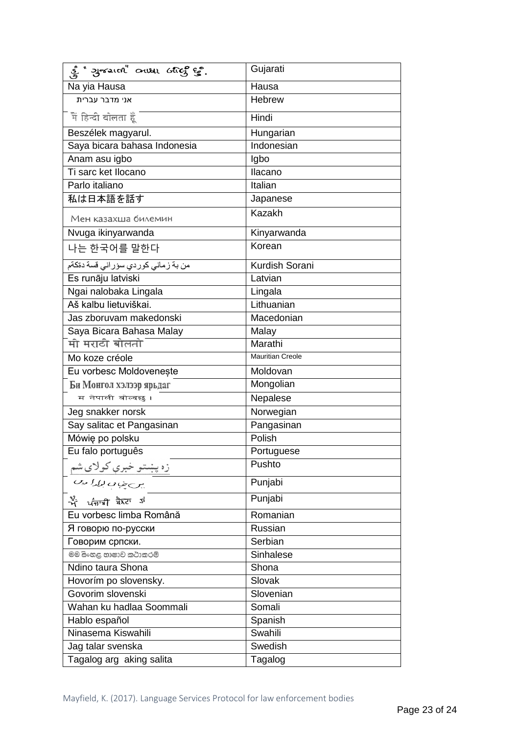| હું "ગુજરાતી" ભાષા બોલું છું. | Gujarati |
|---|---|
| Na yia Hausa | Hausa |
| אני מדבר עברית | Hebrew |
| मैं हिन्दी बोलता हूँ | Hindi |
| Beszélek magyarul. | Hungarian |
| Saya bicara bahasa Indonesia | Indonesian |
| Anam asu igbo | Igbo |
| Ti sarc ket Ilocano | Ilacano |
| Parlo italiano | Italian |
| 私は日本語を話す | Japanese |
| Мен казахша билемин | Kazakh |
| Nvuga ikinyarwanda | Kinyarwanda |
| 나는 한국어를 말한다 | Korean |
| من بة زماني كوردي سؤراني قسة دةكةم | Kurdish Sorani |
| Es runāju latviski | Latvian |
| Ngai nalobaka Lingala | Lingala |
| Aš kalbu lietuviškai. | Lithuanian |
| Jas zboruvam makedonski | Macedonian |
| Saya Bicara Bahasa Malay | Malay |
| मी मराठी बोलतो | Marathi |
| Mo koze créole | Mauritian Creole |
| Eu vorbesc Moldovenește | Moldovan |
| Би Монгол хэлээр ярьдаг | Mongolian |
| म नेपाली बोल्दछु । | Nepalese |
| Jeg snakker norsk | Norwegian |
| Say salitac et Pangasinan | Pangasinan |
| Mówię po polsku | Polish |
| Eu falo português | Portuguese |
| زه پښتو خبري کولای شم | Pushto |
| میں پنجابی بولدا ہیں | Punjabi |
| ਮੈਂ ਪੰਜਾਬੀ ਬੋਲਦਾ ਹਾਂ | Punjabi |
| Eu vorbesc limba Română | Romanian |
| Я говорю по-русски | Russian |
| Говорим српски. | Serbian |
| මම සිංහල භාෂාව කථාකරමි | Sinhalese |
| Ndino taura Shona | Shona |
| Hovorím po slovensky. | Slovak |
| Govorim slovenski | Slovenian |
| Wahan ku hadlaa Soommali | Somali |
| Hablo español | Spanish |
| Ninasema Kiswahili | Swahili |
| Jag talar svenska | Swedish |
| Tagalog arg aking salita | Tagalog |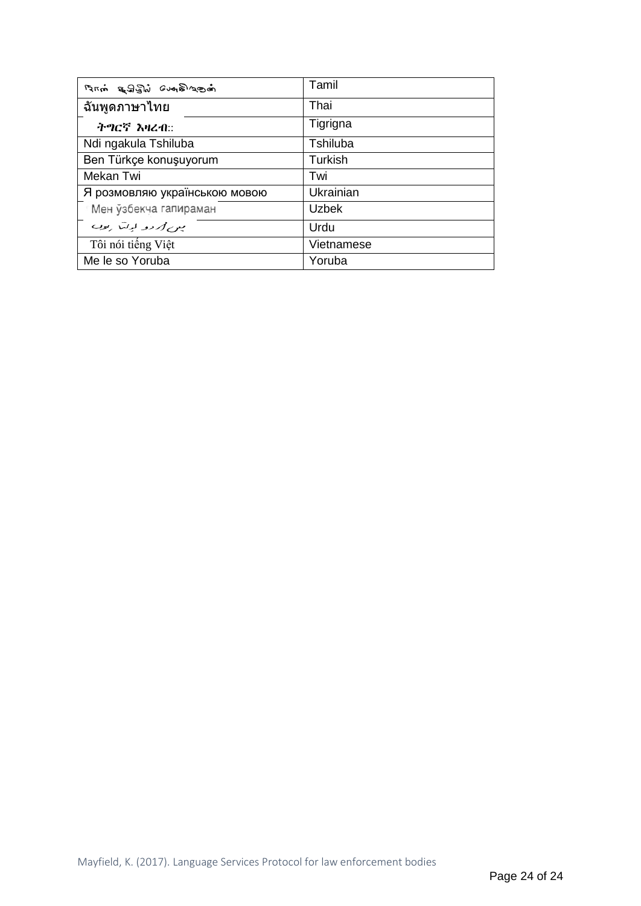| | |
|---|---|
| நான் தமிழில் பேசுகிறேன் | Tamil |
| ฉันพูดภาษาไทย | Thai |
| ትግርኛ እዛረብ:: | Tigrigna |
| Ndi ngakula Tshiluba | Tshiluba |
| Ben Türkçe konuşuyorum | Turkish |
| Mekan Twi | Twi |
| Я розмовляю українською мовою | Ukrainian |
| Мен ўзбекча гапираман | Uzbek |
| میں اُردو بولتا ہوں | Urdu |
| Tôi nói tiếng Việt | Vietnamese |
| Me le so Yoruba | Yoruba |